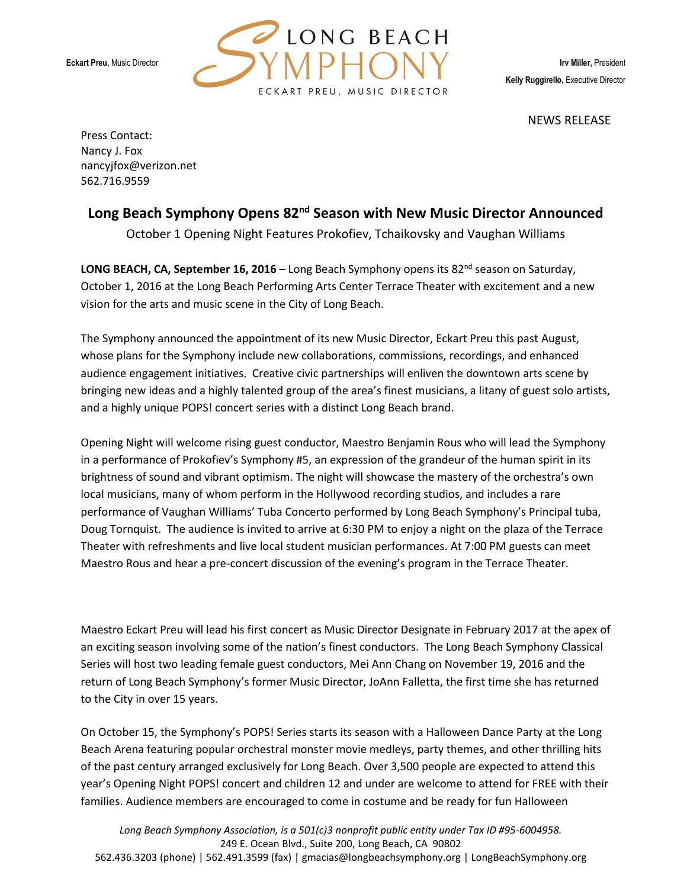**Eckart Preu,** Music Director

LONG BEACH SYMPHONY
ECKART PREU, MUSIC DIRECTOR

**Irv Miller,** President
**Kelly Ruggirello,** Executive Director

NEWS RELEASE

Press Contact:
Nancy J. Fox
nancyjfox@verizon.net
562.716.9559

## Long Beach Symphony Opens 82nd Season with New Music Director Announced

October 1 Opening Night Features Prokofiev, Tchaikovsky and Vaughan Williams

**LONG BEACH, CA, September 16, 2016** – Long Beach Symphony opens its 82nd season on Saturday, October 1, 2016 at the Long Beach Performing Arts Center Terrace Theater with excitement and a new vision for the arts and music scene in the City of Long Beach.

The Symphony announced the appointment of its new Music Director, Eckart Preu this past August, whose plans for the Symphony include new collaborations, commissions, recordings, and enhanced audience engagement initiatives. Creative civic partnerships will enliven the downtown arts scene by bringing new ideas and a highly talented group of the area's finest musicians, a litany of guest solo artists, and a highly unique POPS! concert series with a distinct Long Beach brand.

Opening Night will welcome rising guest conductor, Maestro Benjamin Rous who will lead the Symphony in a performance of Prokofiev's Symphony #5, an expression of the grandeur of the human spirit in its brightness of sound and vibrant optimism. The night will showcase the mastery of the orchestra's own local musicians, many of whom perform in the Hollywood recording studios, and includes a rare performance of Vaughan Williams' Tuba Concerto performed by Long Beach Symphony's Principal tuba, Doug Tornquist. The audience is invited to arrive at 6:30 PM to enjoy a night on the plaza of the Terrace Theater with refreshments and live local student musician performances. At 7:00 PM guests can meet Maestro Rous and hear a pre-concert discussion of the evening's program in the Terrace Theater.

Maestro Eckart Preu will lead his first concert as Music Director Designate in February 2017 at the apex of an exciting season involving some of the nation's finest conductors. The Long Beach Symphony Classical Series will host two leading female guest conductors, Mei Ann Chang on November 19, 2016 and the return of Long Beach Symphony's former Music Director, JoAnn Falletta, the first time she has returned to the City in over 15 years.

On October 15, the Symphony's POPS! Series starts its season with a Halloween Dance Party at the Long Beach Arena featuring popular orchestral monster movie medleys, party themes, and other thrilling hits of the past century arranged exclusively for Long Beach. Over 3,500 people are expected to attend this year's Opening Night POPS! concert and children 12 and under are welcome to attend for FREE with their families. Audience members are encouraged to come in costume and be ready for fun Halloween

*Long Beach Symphony Association, is a 501(c)3 nonprofit public entity under Tax ID #95-6004958.*
249 E. Ocean Blvd., Suite 200, Long Beach, CA 90802
562.436.3203 (phone) | 562.491.3599 (fax) | gmacias@longbeachsymphony.org | LongBeachSymphony.org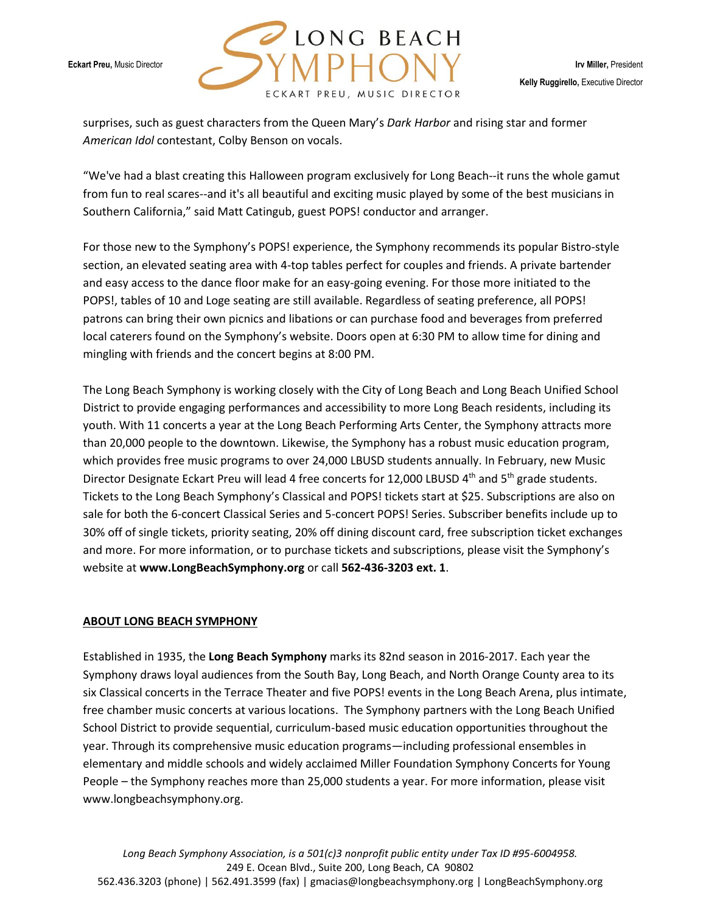surprises, such as guest characters from the Queen Mary's *Dark Harbor* and rising star and former *American Idol* contestant, Colby Benson on vocals.

"We've had a blast creating this Halloween program exclusively for Long Beach--it runs the whole gamut from fun to real scares--and it's all beautiful and exciting music played by some of the best musicians in Southern California," said Matt Catingub, guest POPS! conductor and arranger.

For those new to the Symphony's POPS! experience, the Symphony recommends its popular Bistro-style section, an elevated seating area with 4-top tables perfect for couples and friends. A private bartender and easy access to the dance floor make for an easy-going evening. For those more initiated to the POPS!, tables of 10 and Loge seating are still available. Regardless of seating preference, all POPS! patrons can bring their own picnics and libations or can purchase food and beverages from preferred local caterers found on the Symphony's website. Doors open at 6:30 PM to allow time for dining and mingling with friends and the concert begins at 8:00 PM.

The Long Beach Symphony is working closely with the City of Long Beach and Long Beach Unified School District to provide engaging performances and accessibility to more Long Beach residents, including its youth. With 11 concerts a year at the Long Beach Performing Arts Center, the Symphony attracts more than 20,000 people to the downtown. Likewise, the Symphony has a robust music education program, which provides free music programs to over 24,000 LBUSD students annually. In February, new Music Director Designate Eckart Preu will lead 4 free concerts for 12,000 LBUSD 4th and 5th grade students. Tickets to the Long Beach Symphony's Classical and POPS! tickets start at $25. Subscriptions are also on sale for both the 6-concert Classical Series and 5-concert POPS! Series. Subscriber benefits include up to 30% off of single tickets, priority seating, 20% off dining discount card, free subscription ticket exchanges and more. For more information, or to purchase tickets and subscriptions, please visit the Symphony's website at **www.LongBeachSymphony.org** or call **562-436-3203 ext. 1**.

## ABOUT LONG BEACH SYMPHONY

Established in 1935, the **Long Beach Symphony** marks its 82nd season in 2016-2017. Each year the Symphony draws loyal audiences from the South Bay, Long Beach, and North Orange County area to its six Classical concerts in the Terrace Theater and five POPS! events in the Long Beach Arena, plus intimate, free chamber music concerts at various locations. The Symphony partners with the Long Beach Unified School District to provide sequential, curriculum-based music education opportunities throughout the year. Through its comprehensive music education programs—including professional ensembles in elementary and middle schools and widely acclaimed Miller Foundation Symphony Concerts for Young People – the Symphony reaches more than 25,000 students a year. For more information, please visit www.longbeachsymphony.org.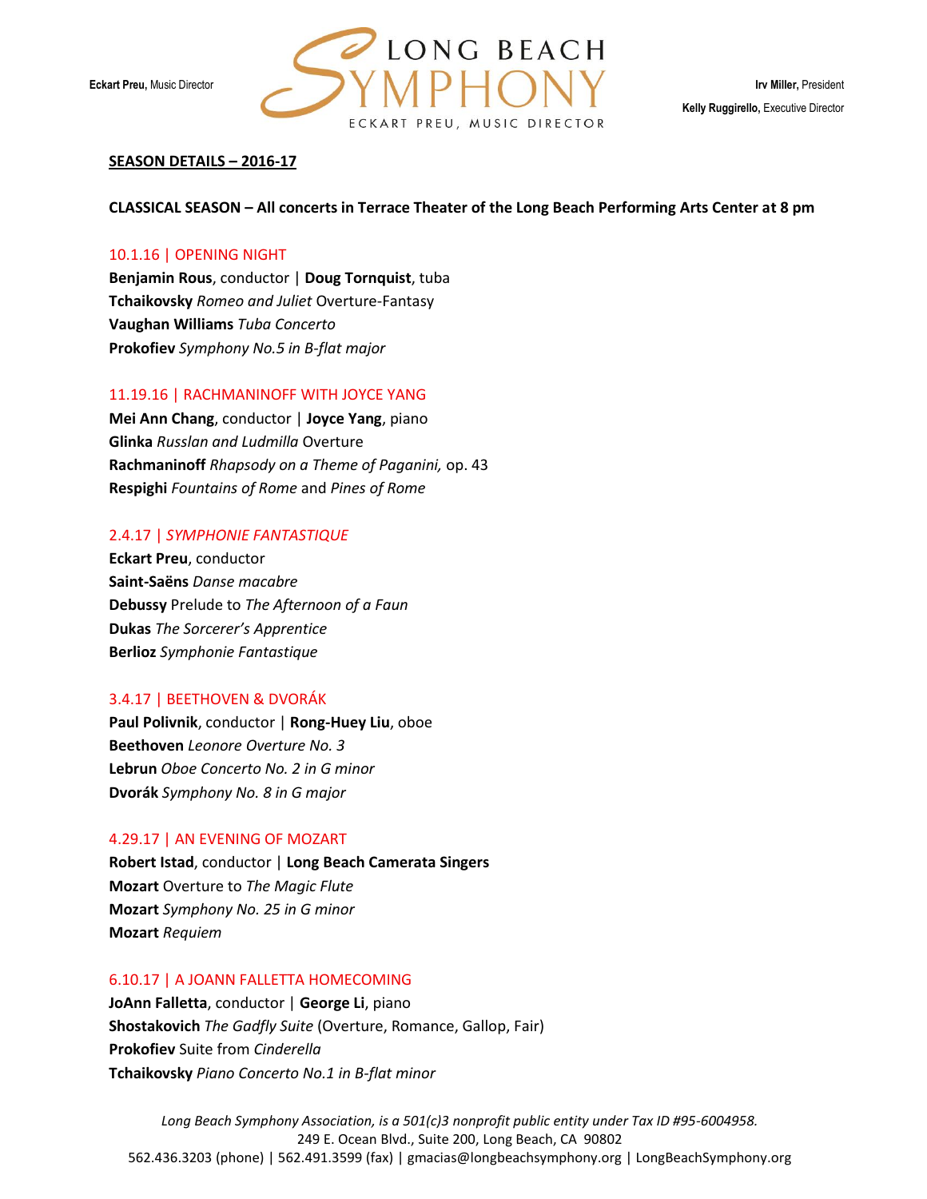**Eckart Preu,** Music Director

LONG BEACH SYMPHONY
ECKART PREU, MUSIC DIRECTOR

**Irv Miller,** President
**Kelly Ruggirello,** Executive Director

**SEASON DETAILS – 2016-17**

**CLASSICAL SEASON – All concerts in Terrace Theater of the Long Beach Performing Arts Center at 8 pm**

### 10.1.16 | OPENING NIGHT

**Benjamin Rous**, conductor | **Doug Tornquist**, tuba
**Tchaikovsky** *Romeo and Juliet* Overture-Fantasy
**Vaughan Williams** *Tuba Concerto*
**Prokofiev** *Symphony No.5 in B-flat major*

### 11.19.16 | RACHMANINOFF WITH JOYCE YANG

**Mei Ann Chang**, conductor | **Joyce Yang**, piano
**Glinka** *Russlan and Ludmilla* Overture
**Rachmaninoff** *Rhapsody on a Theme of Paganini,* op. 43
**Respighi** *Fountains of Rome* and *Pines of Rome*

### 2.4.17 | *SYMPHONIE FANTASTIQUE*

**Eckart Preu**, conductor
**Saint-Saëns** *Danse macabre*
**Debussy** Prelude to *The Afternoon of a Faun*
**Dukas** *The Sorcerer's Apprentice*
**Berlioz** *Symphonie Fantastique*

### 3.4.17 | BEETHOVEN & DVORÁK

**Paul Polivnik**, conductor | **Rong-Huey Liu**, oboe
**Beethoven** *Leonore Overture No. 3*
**Lebrun** *Oboe Concerto No. 2 in G minor*
**Dvorák** *Symphony No. 8 in G major*

### 4.29.17 | AN EVENING OF MOZART

**Robert Istad**, conductor | **Long Beach Camerata Singers**
**Mozart** Overture to *The Magic Flute*
**Mozart** *Symphony No. 25 in G minor*
**Mozart** *Requiem*

### 6.10.17 | A JOANN FALLETTA HOMECOMING

**JoAnn Falletta**, conductor | **George Li**, piano
**Shostakovich** *The Gadfly Suite* (Overture, Romance, Gallop, Fair)
**Prokofiev** Suite from *Cinderella*
**Tchaikovsky** *Piano Concerto No.1 in B-flat minor*

*Long Beach Symphony Association, is a 501(c)3 nonprofit public entity under Tax ID #95-6004958.*
249 E. Ocean Blvd., Suite 200, Long Beach, CA 90802
562.436.3203 (phone) | 562.491.3599 (fax) | gmacias@longbeachsymphony.org | LongBeachSymphony.org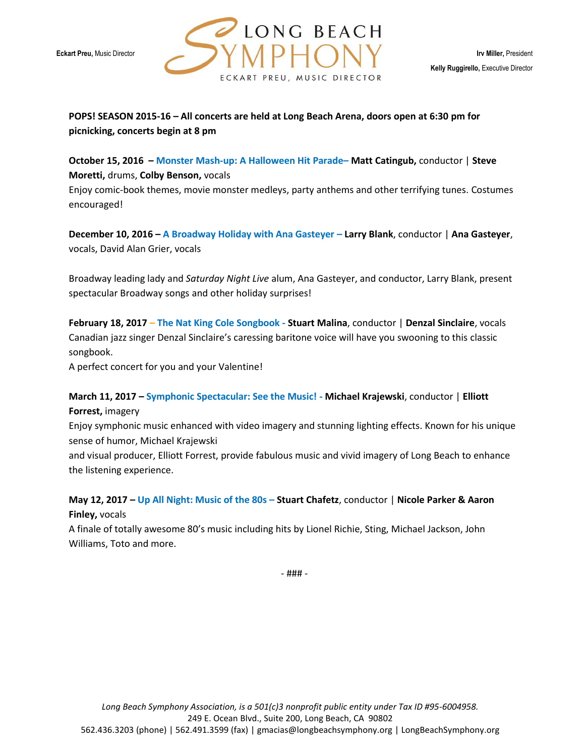Eckart Preu, Music Director

# LONG BEACH SYMPHONY

ECKART PREU, MUSIC DIRECTOR

**Irv Miller,** President
**Kelly Ruggirello,** Executive Director

**POPS! SEASON 2015-16 – All concerts are held at Long Beach Arena, doors open at 6:30 pm for picnicking, concerts begin at 8 pm**

**October 15, 2016 – Monster Mash-up: A Halloween Hit Parade– Matt Catingub,** conductor | **Steve Moretti,** drums, **Colby Benson,** vocals
Enjoy comic-book themes, movie monster medleys, party anthems and other terrifying tunes. Costumes encouraged!

**December 10, 2016 – A Broadway Holiday with Ana Gasteyer – Larry Blank**, conductor | **Ana Gasteyer**, vocals, David Alan Grier, vocals

Broadway leading lady and *Saturday Night Live* alum, Ana Gasteyer, and conductor, Larry Blank, present spectacular Broadway songs and other holiday surprises!

**February 18, 2017 – The Nat King Cole Songbook - Stuart Malina**, conductor | **Denzal Sinclaire**, vocals
Canadian jazz singer Denzal Sinclaire's caressing baritone voice will have you swooning to this classic songbook.
A perfect concert for you and your Valentine!

**March 11, 2017 – Symphonic Spectacular: See the Music! - Michael Krajewski**, conductor | **Elliott Forrest,** imagery
Enjoy symphonic music enhanced with video imagery and stunning lighting effects. Known for his unique sense of humor, Michael Krajewski
and visual producer, Elliott Forrest, provide fabulous music and vivid imagery of Long Beach to enhance the listening experience.

**May 12, 2017 – Up All Night: Music of the 80s – Stuart Chafetz**, conductor | **Nicole Parker & Aaron Finley,** vocals
A finale of totally awesome 80's music including hits by Lionel Richie, Sting, Michael Jackson, John Williams, Toto and more.

- ### -

*Long Beach Symphony Association, is a 501(c)3 nonprofit public entity under Tax ID #95-6004958.*
249 E. Ocean Blvd., Suite 200, Long Beach, CA 90802
562.436.3203 (phone) | 562.491.3599 (fax) | gmacias@longbeachsymphony.org | LongBeachSymphony.org